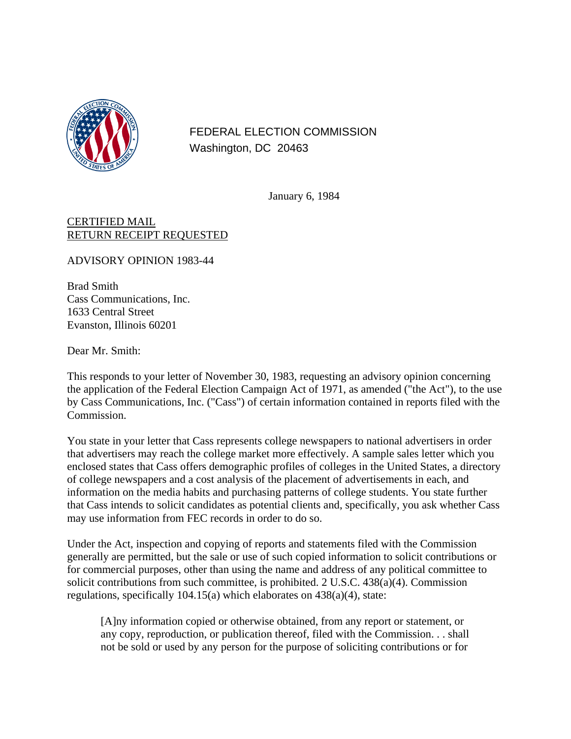FEDERAL ELECTION COMMISSION
Washington, DC 20463

January 6, 1984

CERTIFIED MAIL
RETURN RECEIPT REQUESTED

ADVISORY OPINION 1983-44

Brad Smith
Cass Communications, Inc.
1633 Central Street
Evanston, Illinois 60201

Dear Mr. Smith:

This responds to your letter of November 30, 1983, requesting an advisory opinion concerning the application of the Federal Election Campaign Act of 1971, as amended ("the Act"), to the use by Cass Communications, Inc. ("Cass") of certain information contained in reports filed with the Commission.

You state in your letter that Cass represents college newspapers to national advertisers in order that advertisers may reach the college market more effectively. A sample sales letter which you enclosed states that Cass offers demographic profiles of colleges in the United States, a directory of college newspapers and a cost analysis of the placement of advertisements in each, and information on the media habits and purchasing patterns of college students. You state further that Cass intends to solicit candidates as potential clients and, specifically, you ask whether Cass may use information from FEC records in order to do so.

Under the Act, inspection and copying of reports and statements filed with the Commission generally are permitted, but the sale or use of such copied information to solicit contributions or for commercial purposes, other than using the name and address of any political committee to solicit contributions from such committee, is prohibited. 2 U.S.C. 438(a)(4). Commission regulations, specifically 104.15(a) which elaborates on 438(a)(4), state:

> [A]ny information copied or otherwise obtained, from any report or statement, or any copy, reproduction, or publication thereof, filed with the Commission. . . shall not be sold or used by any person for the purpose of soliciting contributions or for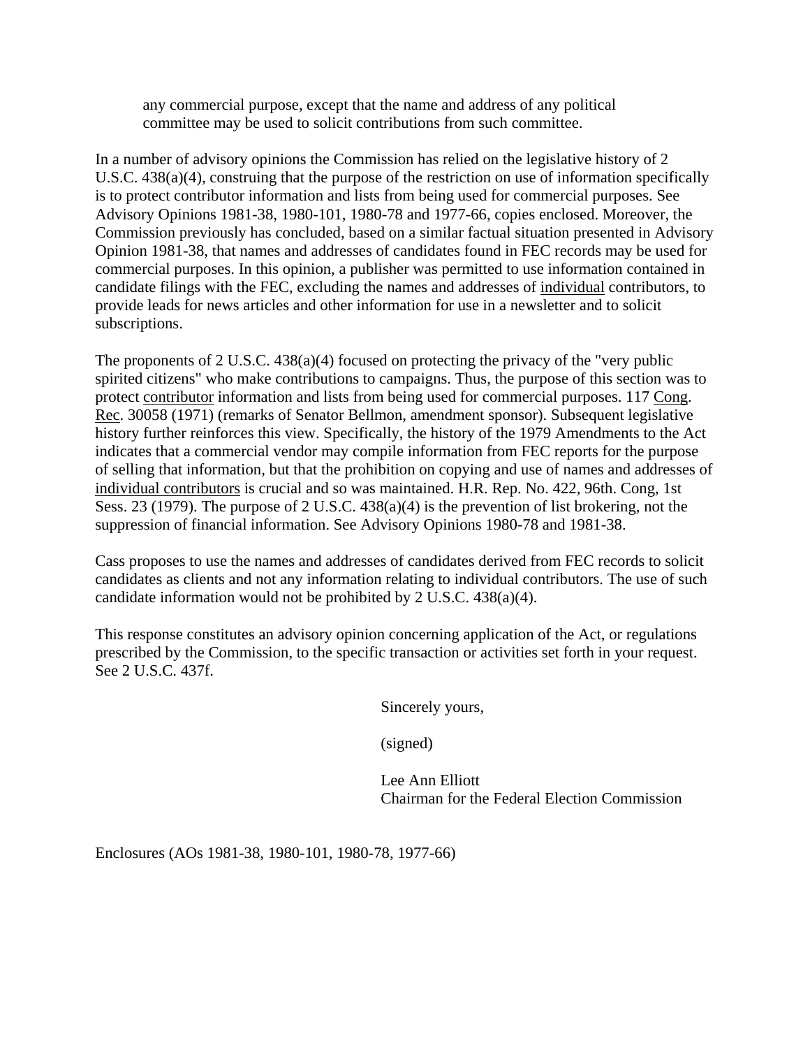> any commercial purpose, except that the name and address of any political committee may be used to solicit contributions from such committee.

In a number of advisory opinions the Commission has relied on the legislative history of 2 U.S.C. 438(a)(4), construing that the purpose of the restriction on use of information specifically is to protect contributor information and lists from being used for commercial purposes. See Advisory Opinions 1981-38, 1980-101, 1980-78 and 1977-66, copies enclosed. Moreover, the Commission previously has concluded, based on a similar factual situation presented in Advisory Opinion 1981-38, that names and addresses of candidates found in FEC records may be used for commercial purposes. In this opinion, a publisher was permitted to use information contained in candidate filings with the FEC, excluding the names and addresses of <u>individual</u> contributors, to provide leads for news articles and other information for use in a newsletter and to solicit subscriptions.

The proponents of 2 U.S.C. 438(a)(4) focused on protecting the privacy of the "very public spirited citizens" who make contributions to campaigns. Thus, the purpose of this section was to protect <u>contributor</u> information and lists from being used for commercial purposes. 117 <u>Cong</u>. <u>Rec</u>. 30058 (1971) (remarks of Senator Bellmon, amendment sponsor). Subsequent legislative history further reinforces this view. Specifically, the history of the 1979 Amendments to the Act indicates that a commercial vendor may compile information from FEC reports for the purpose of selling that information, but that the prohibition on copying and use of names and addresses of <u>individual contributors</u> is crucial and so was maintained. H.R. Rep. No. 422, 96th. Cong, 1st Sess. 23 (1979). The purpose of 2 U.S.C. 438(a)(4) is the prevention of list brokering, not the suppression of financial information. See Advisory Opinions 1980-78 and 1981-38.

Cass proposes to use the names and addresses of candidates derived from FEC records to solicit candidates as clients and not any information relating to individual contributors. The use of such candidate information would not be prohibited by 2 U.S.C. 438(a)(4).

This response constitutes an advisory opinion concerning application of the Act, or regulations prescribed by the Commission, to the specific transaction or activities set forth in your request. See 2 U.S.C. 437f.

Sincerely yours,

(signed)

Lee Ann Elliott
Chairman for the Federal Election Commission

Enclosures (AOs 1981-38, 1980-101, 1980-78, 1977-66)